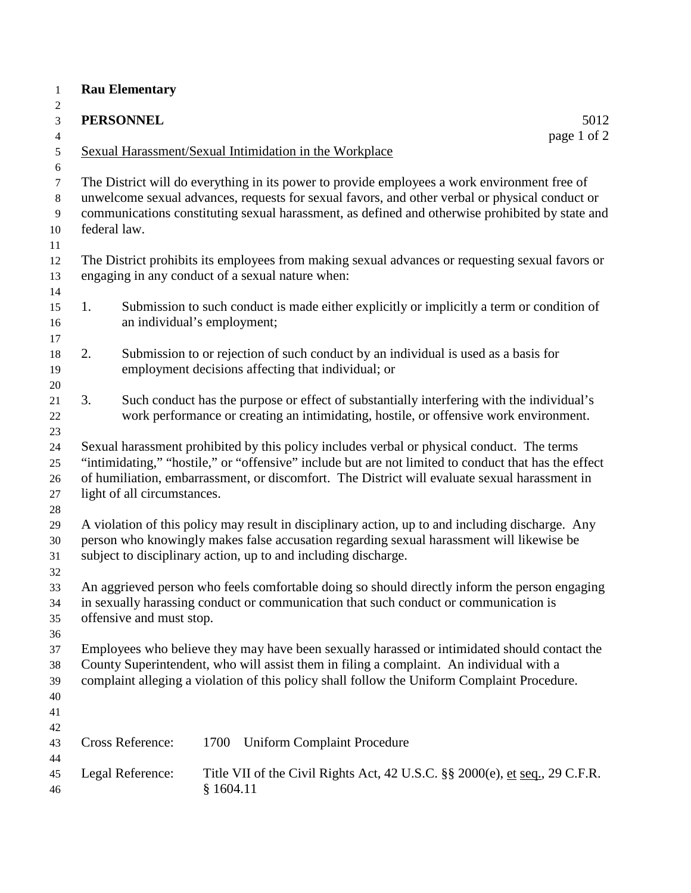**Rau Elementary**

**PERSONNEL** 5012

Sexual Harassment/Sexual Intimidation in the Workplace

The District will do everything in its power to provide employees a work environment free of unwelcome sexual advances, requests for sexual favors, and other verbal or physical conduct or communications constituting sexual harassment, as defined and otherwise prohibited by state and federal law.

The District prohibits its employees from making sexual advances or requesting sexual favors or engaging in any conduct of a sexual nature when:

1. Submission to such conduct is made either explicitly or implicitly a term or condition of an individual's employment;

2. Submission to or rejection of such conduct by an individual is used as a basis for employment decisions affecting that individual; or

3. Such conduct has the purpose or effect of substantially interfering with the individual's work performance or creating an intimidating, hostile, or offensive work environment.

Sexual harassment prohibited by this policy includes verbal or physical conduct. The terms "intimidating," "hostile," or "offensive" include but are not limited to conduct that has the effect of humiliation, embarrassment, or discomfort. The District will evaluate sexual harassment in light of all circumstances.

A violation of this policy may result in disciplinary action, up to and including discharge. Any person who knowingly makes false accusation regarding sexual harassment will likewise be subject to disciplinary action, up to and including discharge.

An aggrieved person who feels comfortable doing so should directly inform the person engaging in sexually harassing conduct or communication that such conduct or communication is offensive and must stop.

Employees who believe they may have been sexually harassed or intimidated should contact the County Superintendent, who will assist them in filing a complaint. An individual with a complaint alleging a violation of this policy shall follow the Uniform Complaint Procedure.

Cross Reference: 1700 Uniform Complaint Procedure

Legal Reference: Title VII of the Civil Rights Act, 42 U.S.C. §§ 2000(e), et seq., 29 C.F.R. § 1604.11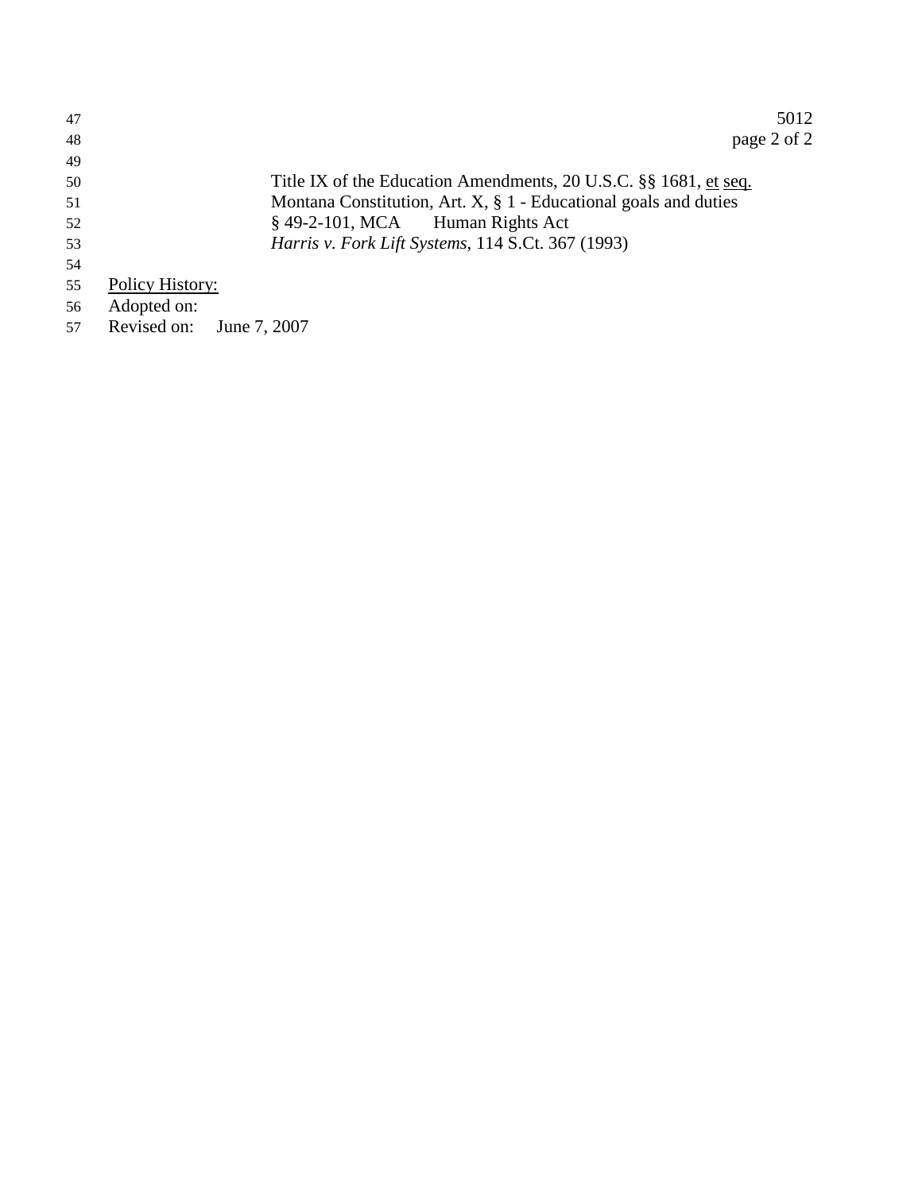Title IX of the Education Amendments, 20 U.S.C. §§ 1681, et seq.
Montana Constitution, Art. X, § 1 - Educational goals and duties
§ 49-2-101, MCA Human Rights Act
*Harris v. Fork Lift Systems*, 114 S.Ct. 367 (1993)

Policy History:
Adopted on:
Revised on: June 7, 2007